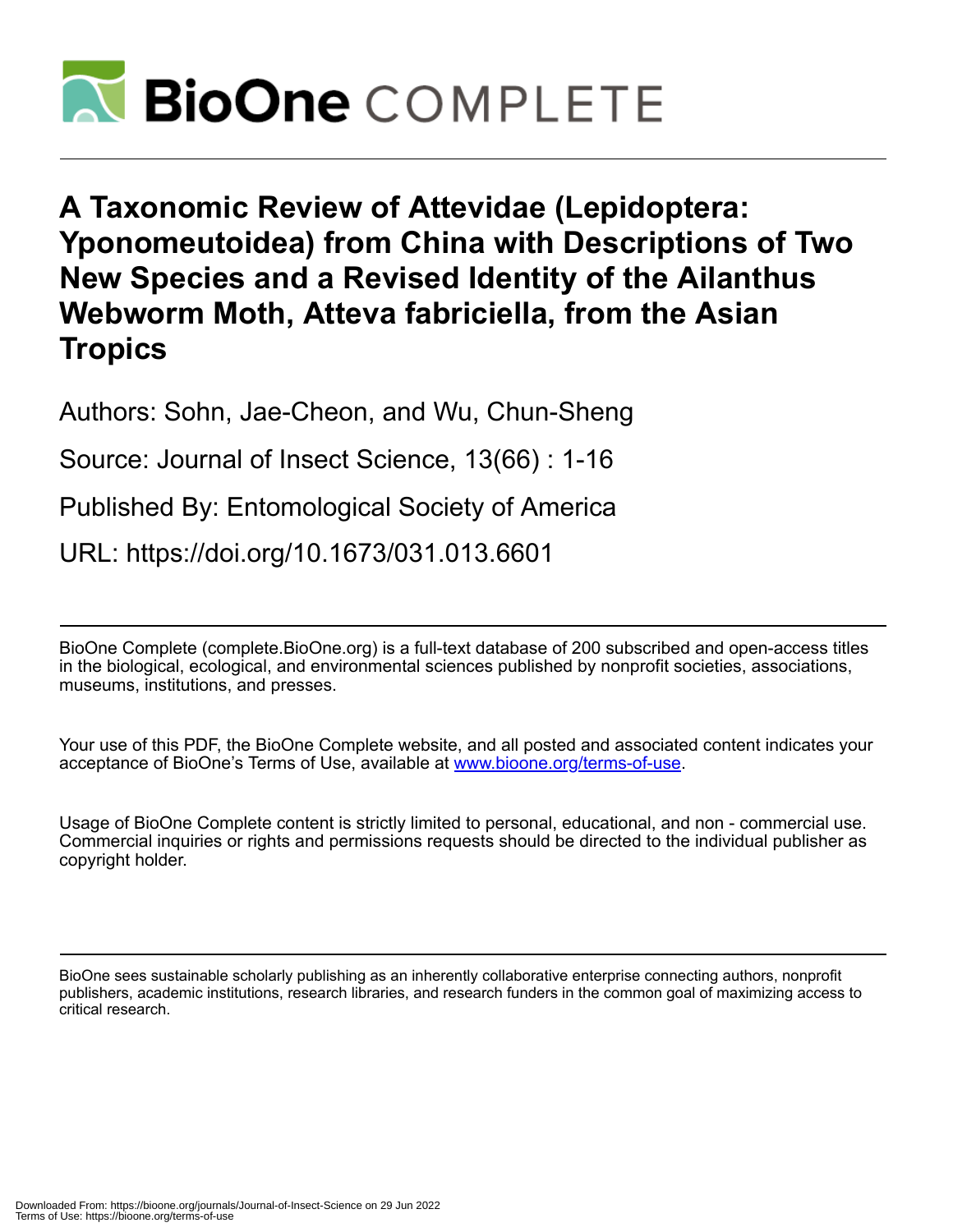# A Taxonomic Review of Attevidae (Lepidoptera: Yponomeutoidea) from China with Descriptions of Two New Species and a Revised Identity of the Ailanthus Webworm Moth, Atteva fabriciella, from the Asian Tropics

Authors: Sohn, Jae-Cheon, and Wu, Chun-Sheng

Source: Journal of Insect Science, 13(66) : 1-16

Published By: Entomological Society of America

URL: https://doi.org/10.1673/031.013.6601

---

BioOne Complete (complete.BioOne.org) is a full-text database of 200 subscribed and open-access titles in the biological, ecological, and environmental sciences published by nonprofit societies, associations, museums, institutions, and presses.

Your use of this PDF, the BioOne Complete website, and all posted and associated content indicates your acceptance of BioOne's Terms of Use, available at www.bioone.org/terms-of-use.

Usage of BioOne Complete content is strictly limited to personal, educational, and non - commercial use. Commercial inquiries or rights and permissions requests should be directed to the individual publisher as copyright holder.

---

BioOne sees sustainable scholarly publishing as an inherently collaborative enterprise connecting authors, nonprofit publishers, academic institutions, research libraries, and research funders in the common goal of maximizing access to critical research.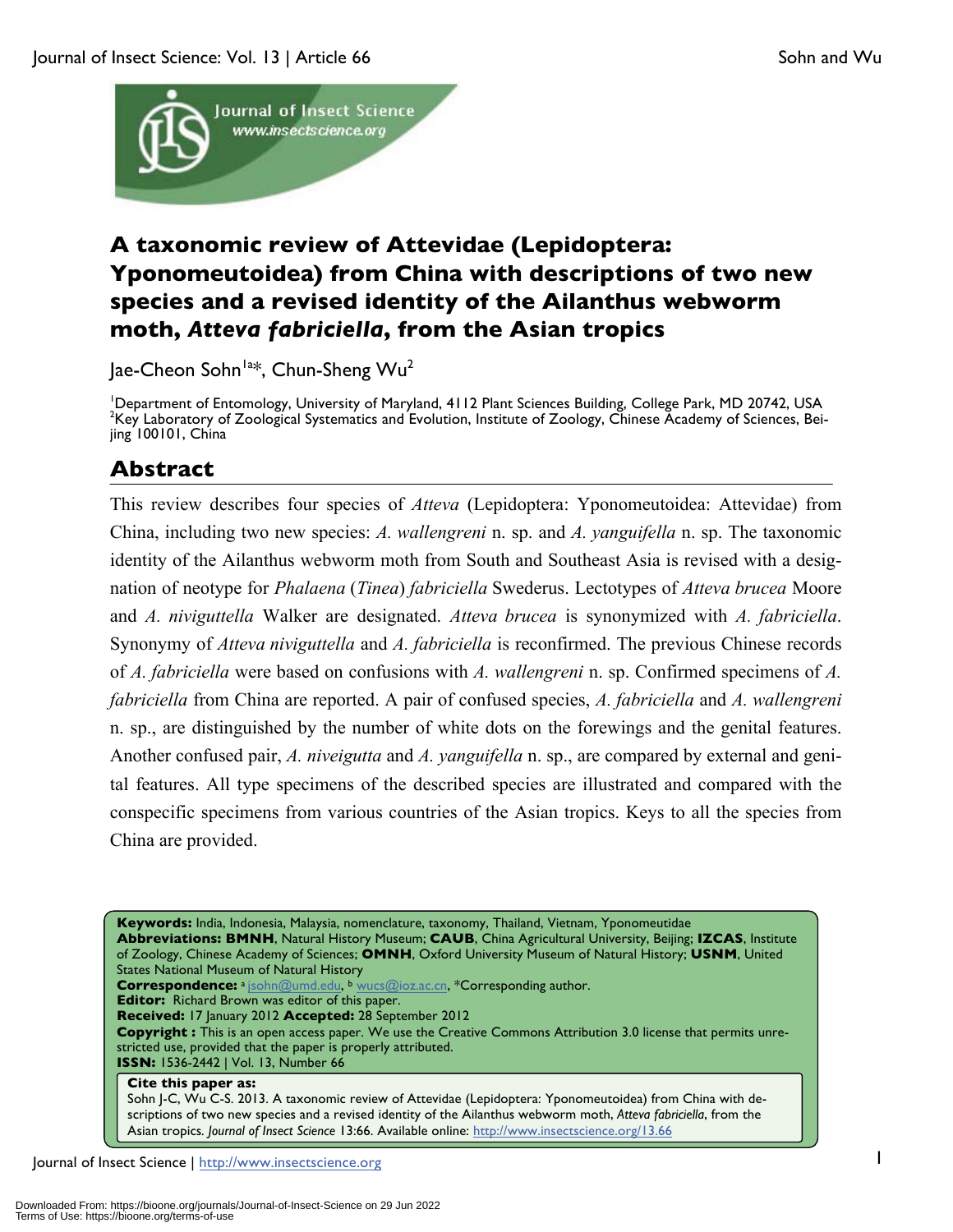# A taxonomic review of Attevidae (Lepidoptera: Yponomeutoidea) from China with descriptions of two new species and a revised identity of the Ailanthus webworm moth, *Atteva fabriciella*, from the Asian tropics

Jae-Cheon Sohn[1a*], Chun-Sheng Wu[2]

[1]Department of Entomology, University of Maryland, 4112 Plant Sciences Building, College Park, MD 20742, USA
[2]Key Laboratory of Zoological Systematics and Evolution, Institute of Zoology, Chinese Academy of Sciences, Beijing 100101, China

## Abstract

This review describes four species of *Atteva* (Lepidoptera: Yponomeutoidea: Attevidae) from China, including two new species: *A. wallengreni* n. sp. and *A. yanguifella* n. sp. The taxonomic identity of the Ailanthus webworm moth from South and Southeast Asia is revised with a designation of neotype for *Phalaena* (*Tinea*) *fabriciella* Swederus. Lectotypes of *Atteva brucea* Moore and *A. niviguttella* Walker are designated. *Atteva brucea* is synonymized with *A. fabriciella*. Synonymy of *Atteva niviguttella* and *A. fabriciella* is reconfirmed. The previous Chinese records of *A. fabriciella* were based on confusions with *A. wallengreni* n. sp. Confirmed specimens of *A. fabriciella* from China are reported. A pair of confused species, *A. fabriciella* and *A. wallengreni* n. sp., are distinguished by the number of white dots on the forewings and the genital features. Another confused pair, *A. niveigutta* and *A. yanguifella* n. sp., are compared by external and genital features. All type specimens of the described species are illustrated and compared with the conspecific specimens from various countries of the Asian tropics. Keys to all the species from China are provided.

**Keywords:** India, Indonesia, Malaysia, nomenclature, taxonomy, Thailand, Vietnam, Yponomeutidae
**Abbreviations: BMNH**, Natural History Museum; **CAUB**, China Agricultural University, Beijing; **IZCAS**, Institute of Zoology, Chinese Academy of Sciences; **OMNH**, Oxford University Museum of Natural History; **USNM**, United States National Museum of Natural History
**Correspondence:** [a] jsohn@umd.edu, [b] wucs@ioz.ac.cn, *Corresponding author.
**Editor:** Richard Brown was editor of this paper.
**Received:** 17 January 2012 **Accepted:** 28 September 2012
**Copyright :** This is an open access paper. We use the Creative Commons Attribution 3.0 license that permits unrestricted use, provided that the paper is properly attributed.
**ISSN:** 1536-2442 | Vol. 13, Number 66

**Cite this paper as:**
Sohn J-C, Wu C-S. 2013. A taxonomic review of Attevidae (Lepidoptera: Yponomeutoidea) from China with descriptions of two new species and a revised identity of the Ailanthus webworm moth, *Atteva fabriciella*, from the Asian tropics. *Journal of Insect Science* 13:66. Available online: http://www.insectscience.org/13.66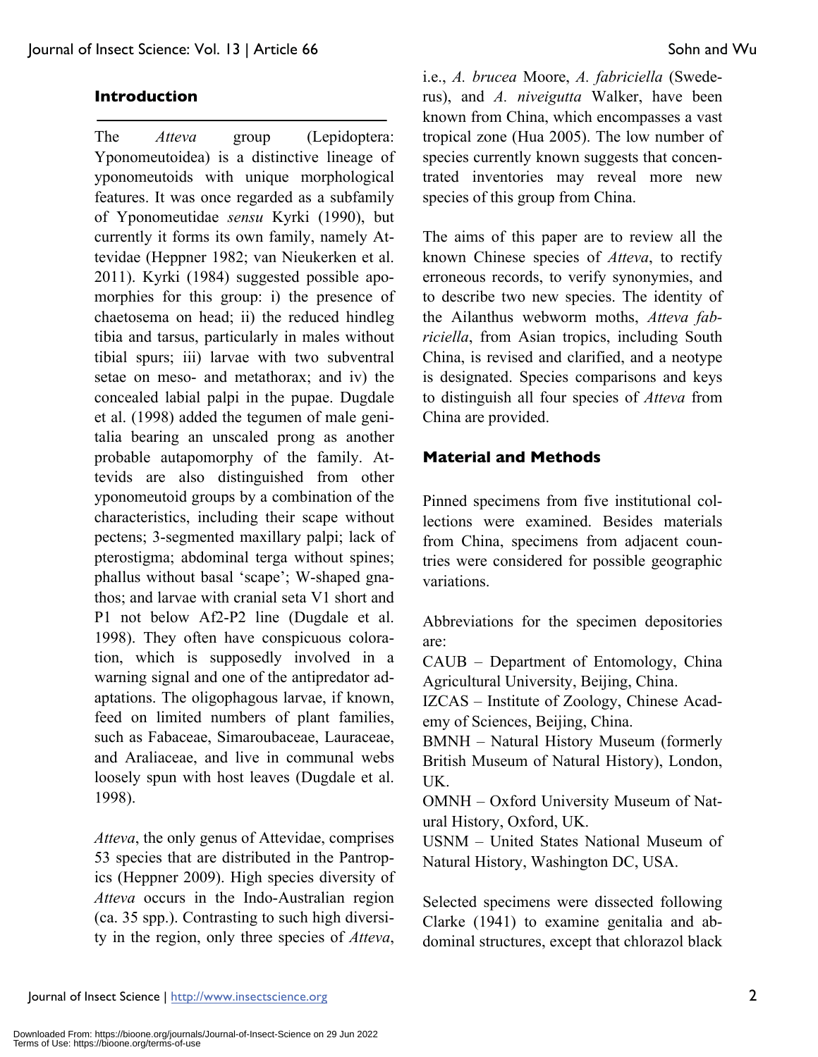## Introduction

The *Atteva* group (Lepidoptera: Yponomeutoidea) is a distinctive lineage of yponomeutoids with unique morphological features. It was once regarded as a subfamily of Yponomeutidae *sensu* Kyrki (1990), but currently it forms its own family, namely Attevidae (Heppner 1982; van Nieukerken et al. 2011). Kyrki (1984) suggested possible apomorphies for this group: i) the presence of chaetosema on head; ii) the reduced hindleg tibia and tarsus, particularly in males without tibial spurs; iii) larvae with two subventral setae on meso- and metathorax; and iv) the concealed labial palpi in the pupae. Dugdale et al. (1998) added the tegumen of male genitalia bearing an unscaled prong as another probable autapomorphy of the family. Attevids are also distinguished from other yponomeutoid groups by a combination of the characteristics, including their scape without pectens; 3-segmented maxillary palpi; lack of pterostigma; abdominal terga without spines; phallus without basal 'scape'; W-shaped gnathos; and larvae with cranial seta V1 short and P1 not below Af2-P2 line (Dugdale et al. 1998). They often have conspicuous coloration, which is supposedly involved in a warning signal and one of the antipredator adaptations. The oligophagous larvae, if known, feed on limited numbers of plant families, such as Fabaceae, Simaroubaceae, Lauraceae, and Araliaceae, and live in communal webs loosely spun with host leaves (Dugdale et al. 1998).

*Atteva*, the only genus of Attevidae, comprises 53 species that are distributed in the Pantropics (Heppner 2009). High species diversity of *Atteva* occurs in the Indo-Australian region (ca. 35 spp.). Contrasting to such high diversity in the region, only three species of *Atteva*, i.e., *A. brucea* Moore, *A. fabriciella* (Swederus), and *A. niveigutta* Walker, have been known from China, which encompasses a vast tropical zone (Hua 2005). The low number of species currently known suggests that concentrated inventories may reveal more new species of this group from China.

The aims of this paper are to review all the known Chinese species of *Atteva*, to rectify erroneous records, to verify synonymies, and to describe two new species. The identity of the Ailanthus webworm moths, *Atteva fabriciella*, from Asian tropics, including South China, is revised and clarified, and a neotype is designated. Species comparisons and keys to distinguish all four species of *Atteva* from China are provided.

## Material and Methods

Pinned specimens from five institutional collections were examined. Besides materials from China, specimens from adjacent countries were considered for possible geographic variations.

Abbreviations for the specimen depositories are:

CAUB – Department of Entomology, China Agricultural University, Beijing, China.
IZCAS – Institute of Zoology, Chinese Academy of Sciences, Beijing, China.
BMNH – Natural History Museum (formerly British Museum of Natural History), London, UK.
OMNH – Oxford University Museum of Natural History, Oxford, UK.
USNM – United States National Museum of Natural History, Washington DC, USA.

Selected specimens were dissected following Clarke (1941) to examine genitalia and abdominal structures, except that chlorazol black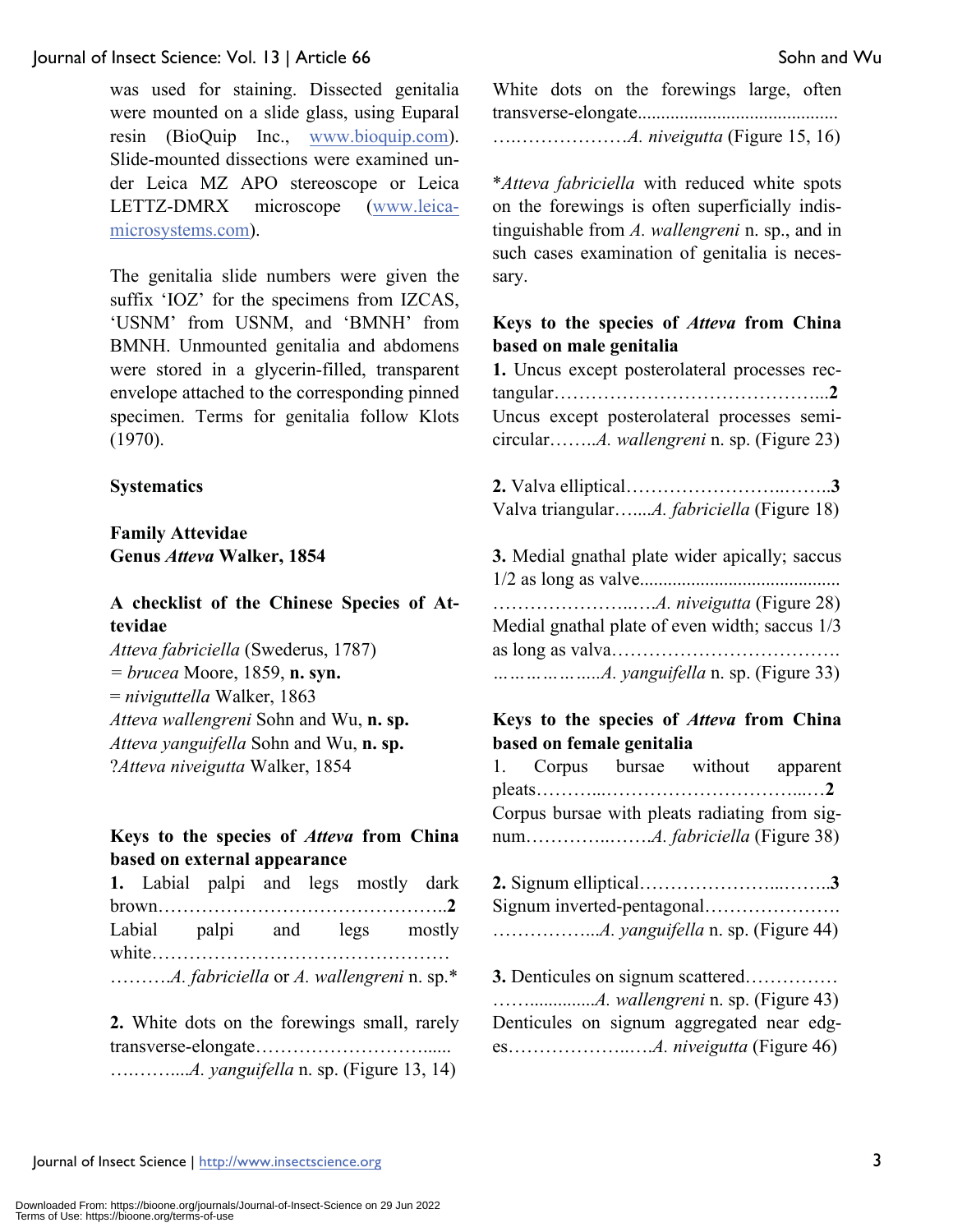was used for staining. Dissected genitalia were mounted on a slide glass, using Euparal resin (BioQuip Inc., www.bioquip.com). Slide-mounted dissections were examined under Leica MZ APO stereoscope or Leica LETTZ-DMRX microscope (www.leica-microsystems.com).

The genitalia slide numbers were given the suffix 'IOZ' for the specimens from IZCAS, 'USNM' from USNM, and 'BMNH' from BMNH. Unmounted genitalia and abdomens were stored in a glycerin-filled, transparent envelope attached to the corresponding pinned specimen. Terms for genitalia follow Klots (1970).

## Systematics

### Family Attevidae
### Genus *Atteva* Walker, 1854

### A checklist of the Chinese Species of Attevidae

*Atteva fabriciella* (Swederus, 1787)
= *brucea* Moore, 1859, **n. syn.**
= *niviguttella* Walker, 1863
*Atteva wallengreni* Sohn and Wu, **n. sp.**
*Atteva yanguifella* Sohn and Wu, **n. sp.**
?*Atteva niveigutta* Walker, 1854

### Keys to the species of *Atteva* from China based on external appearance

**1.** Labial palpi and legs mostly dark brown……………………………………..**2**
Labial palpi and legs mostly white…………………………………………………*A. fabriciella* or *A. wallengreni* n. sp.*

**2.** White dots on the forewings small, rarely transverse-elongate………………………......…..……....*A. yanguifella* n. sp. (Figure 13, 14)
White dots on the forewings large, often transverse-elongate.........................................….………………*A. niveigutta* (Figure 15, 16)

**Atteva fabriciella* with reduced white spots on the forewings is often superficially indistinguishable from *A. wallengreni* n. sp., and in such cases examination of genitalia is necessary.

### Keys to the species of *Atteva* from China based on male genitalia

**1.** Uncus except posterolateral processes rectangular……………………………………...**2**
Uncus except posterolateral processes semicircular……..*A. wallengreni* n. sp. (Figure 23)

**2.** Valva elliptical……………………..……..**3**
Valva triangular…....*A. fabriciella* (Figure 18)

**3.** Medial gnathal plate wider apically; saccus 1/2 as long as valve..........................................……………………..….*A. niveigutta* (Figure 28)
Medial gnathal plate of even width; saccus 1/3 as long as valva……………………………….………………....*A. yanguifella* n. sp. (Figure 33)

### Keys to the species of *Atteva* from China based on female genitalia

1. Corpus bursae without apparent pleats………...…………………………...…**2**
Corpus bursae with pleats radiating from signum…………..…….*A. fabriciella* (Figure 38)

**2.** Signum elliptical…………………...……..**3**
Signum inverted-pentagonal………………….……………...*A. yanguifella* n. sp. (Figure 44)

**3.** Denticules on signum scattered……………………..............*A. wallengreni* n. sp. (Figure 43)
Denticules on signum aggregated near edges………………..….*A. niveigutta* (Figure 46)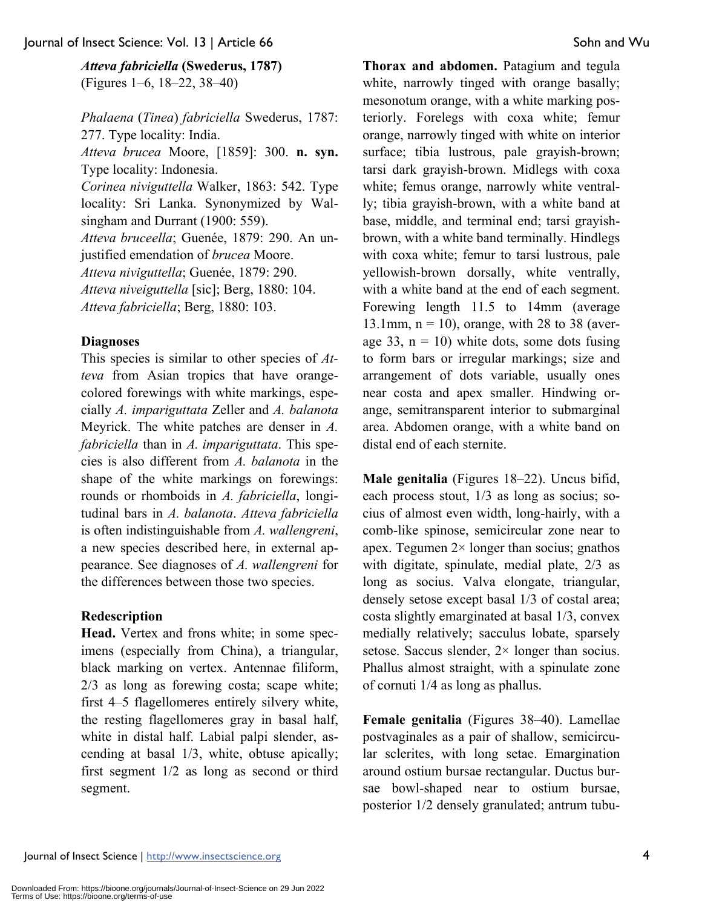***Atteva fabriciella* (Swederus, 1787)**
(Figures 1–6, 18–22, 38–40)

*Phalaena* (*Tinea*) *fabriciella* Swederus, 1787: 277. Type locality: India.
*Atteva brucea* Moore, [1859]: 300. **n. syn.** Type locality: Indonesia.
*Corinea niviguttella* Walker, 1863: 542. Type locality: Sri Lanka. Synonymized by Walsingham and Durrant (1900: 559).
*Atteva bruceella*; Guenée, 1879: 290. An unjustified emendation of *brucea* Moore.
*Atteva niviguttella*; Guenée, 1879: 290.
*Atteva niveiguttella* [sic]; Berg, 1880: 104.
*Atteva fabriciella*; Berg, 1880: 103.

**Diagnoses**
This species is similar to other species of *Atteva* from Asian tropics that have orange-colored forewings with white markings, especially *A. impariguttata* Zeller and *A. balanota* Meyrick. The white patches are denser in *A. fabriciella* than in *A. impariguttata*. This species is also different from *A. balanota* in the shape of the white markings on forewings: rounds or rhomboids in *A. fabriciella*, longitudinal bars in *A. balanota*. *Atteva fabriciella* is often indistinguishable from *A. wallengreni*, a new species described here, in external appearance. See diagnoses of *A. wallengreni* for the differences between those two species.

**Redescription**
**Head.** Vertex and frons white; in some specimens (especially from China), a triangular, black marking on vertex. Antennae filiform, 2/3 as long as forewing costa; scape white; first 4–5 flagellomeres entirely silvery white, the resting flagellomeres gray in basal half, white in distal half. Labial palpi slender, ascending at basal 1/3, white, obtuse apically; first segment 1/2 as long as second or third segment.

**Thorax and abdomen.** Patagium and tegula white, narrowly tinged with orange basally; mesonotum orange, with a white marking posteriorly. Forelegs with coxa white; femur orange, narrowly tinged with white on interior surface; tibia lustrous, pale grayish-brown; tarsi dark grayish-brown. Midlegs with coxa white; femus orange, narrowly white ventrally; tibia grayish-brown, with a white band at base, middle, and terminal end; tarsi grayish-brown, with a white band terminally. Hindlegs with coxa white; femur to tarsi lustrous, pale yellowish-brown dorsally, white ventrally, with a white band at the end of each segment. Forewing length 11.5 to 14mm (average 13.1mm, n = 10), orange, with 28 to 38 (average 33, n = 10) white dots, some dots fusing to form bars or irregular markings; size and arrangement of dots variable, usually ones near costa and apex smaller. Hindwing orange, semitransparent interior to submarginal area. Abdomen orange, with a white band on distal end of each sternite.

**Male genitalia** (Figures 18–22). Uncus bifid, each process stout, 1/3 as long as socius; socius of almost even width, long-hairly, with a comb-like spinose, semicircular zone near to apex. Tegumen 2× longer than socius; gnathos with digitate, spinulate, medial plate, 2/3 as long as socius. Valva elongate, triangular, densely setose except basal 1/3 of costal area; costa slightly emarginated at basal 1/3, convex medially relatively; sacculus lobate, sparsely setose. Saccus slender, 2× longer than socius. Phallus almost straight, with a spinulate zone of cornuti 1/4 as long as phallus.

**Female genitalia** (Figures 38–40). Lamellae postvaginales as a pair of shallow, semicircular sclerites, with long setae. Emargination around ostium bursae rectangular. Ductus bursae bowl-shaped near to ostium bursae, posterior 1/2 densely granulated; antrum tubu-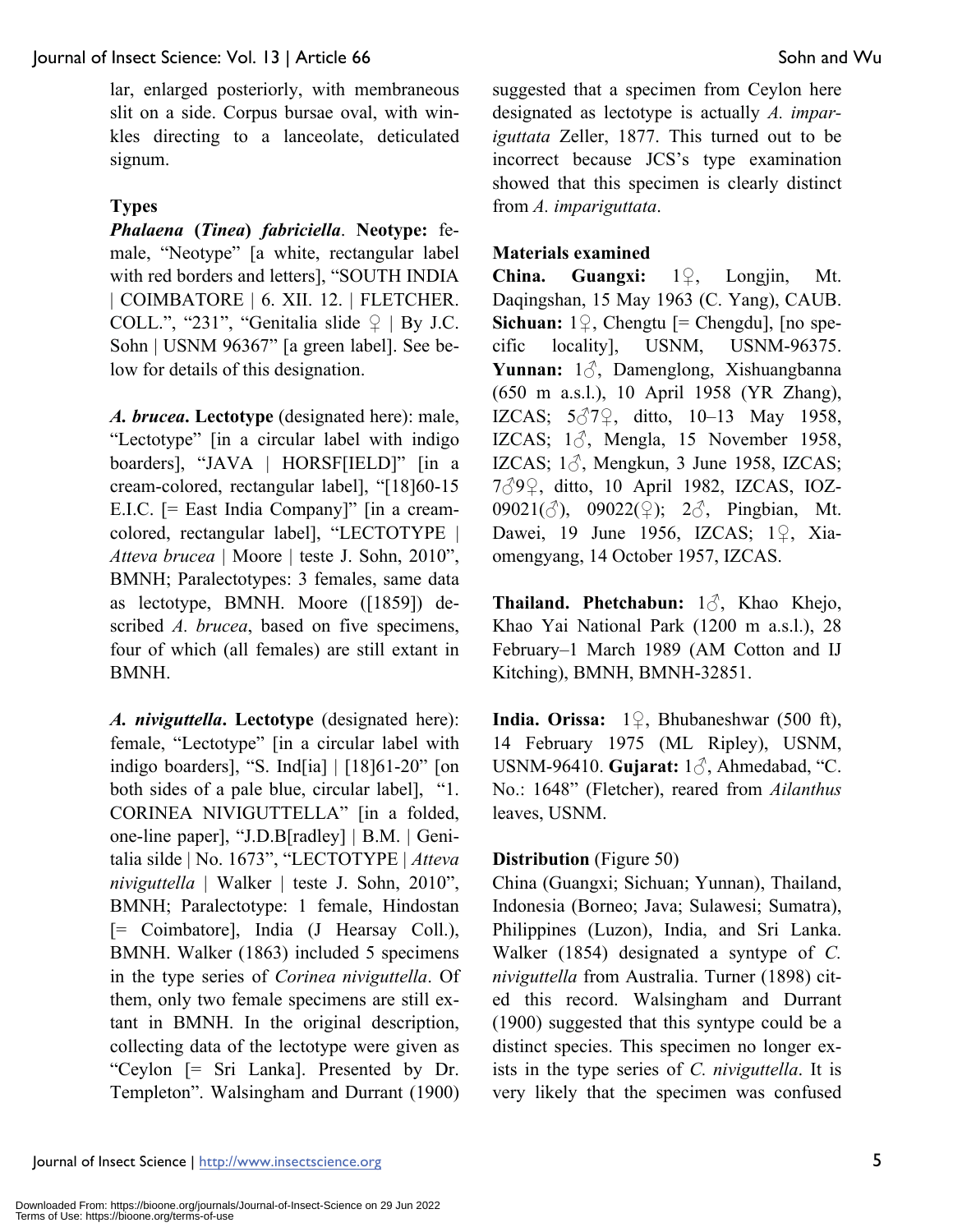lar, enlarged posteriorly, with membraneous slit on a side. Corpus bursae oval, with winkles directing to a lanceolate, deticulated signum.

### Types

***Phalaena* (*Tinea*) *fabriciella*. Neotype:** female, "Neotype" [a white, rectangular label with red borders and letters], "SOUTH INDIA | COIMBATORE | 6. XII. 12. | FLETCHER. COLL.", "231", "Genitalia slide ♀ | By J.C. Sohn | USNM 96367" [a green label]. See below for details of this designation.

***A. brucea*. Lectotype** (designated here): male, "Lectotype" [in a circular label with indigo boarders], "JAVA | HORSF[IELD]" [in a cream-colored, rectangular label], "[18]60-15 E.I.C. [= East India Company]" [in a cream-colored, rectangular label], "LECTOTYPE | *Atteva brucea* | Moore | teste J. Sohn, 2010", BMNH; Paralectotypes: 3 females, same data as lectotype, BMNH. Moore ([1859]) described *A. brucea*, based on five specimens, four of which (all females) are still extant in BMNH.

***A. niviguttella*. Lectotype** (designated here): female, "Lectotype" [in a circular label with indigo boarders], "S. Ind[ia] | [18]61-20" [on both sides of a pale blue, circular label], "1. CORINEA NIVIGUTTELLA" [in a folded, one-line paper], "J.D.B[radley] | B.M. | Genitalia silde | No. 1673", "LECTOTYPE | *Atteva niviguttella* | Walker | teste J. Sohn, 2010", BMNH; Paralectotype: 1 female, Hindostan [= Coimbatore], India (J Hearsay Coll.), BMNH. Walker (1863) included 5 specimens in the type series of *Corinea niviguttella*. Of them, only two female specimens are still extant in BMNH. In the original description, collecting data of the lectotype were given as "Ceylon [= Sri Lanka]. Presented by Dr. Templeton". Walsingham and Durrant (1900) suggested that a specimen from Ceylon here designated as lectotype is actually *A. impariguttata* Zeller, 1877. This turned out to be incorrect because JCS's type examination showed that this specimen is clearly distinct from *A. impariguttata*.

### Materials examined

**China. Guangxi:** 1♀, Longjin, Mt. Daqingshan, 15 May 1963 (C. Yang), CAUB. **Sichuan:** 1♀, Chengtu [= Chengdu], [no specific locality], USNM, USNM-96375. **Yunnan:** 1♂, Damenglong, Xishuangbanna (650 m a.s.l.), 10 April 1958 (YR Zhang), IZCAS; 5♂7♀, ditto, 10–13 May 1958, IZCAS; 1♂, Mengla, 15 November 1958, IZCAS; 1♂, Mengkun, 3 June 1958, IZCAS; 7♂9♀, ditto, 10 April 1982, IZCAS, IOZ-09021(♂), 09022(♀); 2♂, Pingbian, Mt. Dawei, 19 June 1956, IZCAS; 1♀, Xiaomengyang, 14 October 1957, IZCAS.

**Thailand. Phetchabun:** 1♂, Khao Khejo, Khao Yai National Park (1200 m a.s.l.), 28 February–1 March 1989 (AM Cotton and IJ Kitching), BMNH, BMNH-32851.

**India. Orissa:** 1♀, Bhubaneshwar (500 ft), 14 February 1975 (ML Ripley), USNM, USNM-96410. **Gujarat:** 1♂, Ahmedabad, "C. No.: 1648" (Fletcher), reared from *Ailanthus* leaves, USNM.

### Distribution (Figure 50)

China (Guangxi; Sichuan; Yunnan), Thailand, Indonesia (Borneo; Java; Sulawesi; Sumatra), Philippines (Luzon), India, and Sri Lanka. Walker (1854) designated a syntype of *C. niviguttella* from Australia. Turner (1898) cited this record. Walsingham and Durrant (1900) suggested that this syntype could be a distinct species. This specimen no longer exists in the type series of *C. niviguttella*. It is very likely that the specimen was confused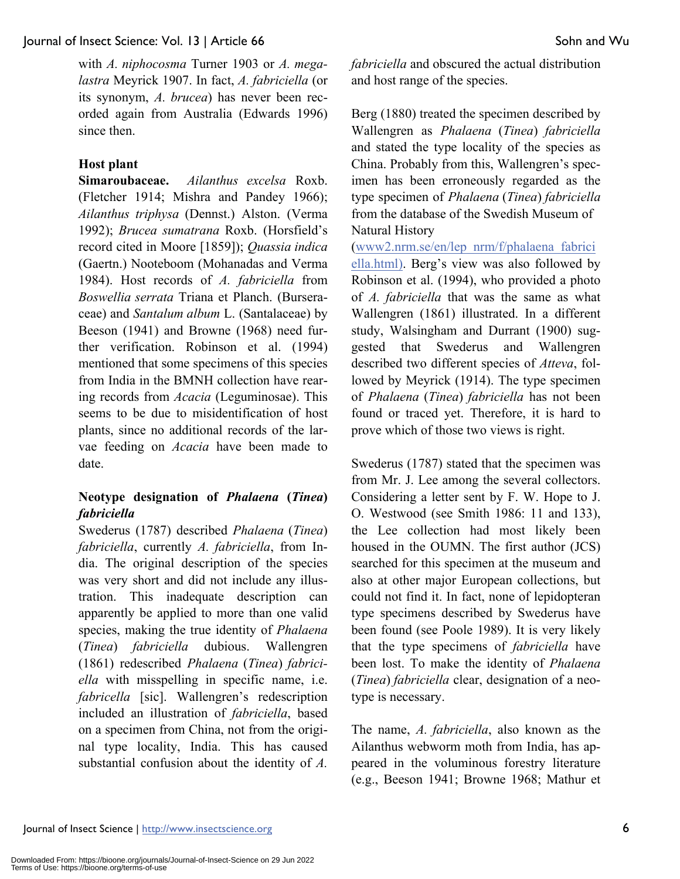with *A. niphocosma* Turner 1903 or *A. megalastra* Meyrick 1907. In fact, *A. fabriciella* (or its synonym, *A. brucea*) has never been recorded again from Australia (Edwards 1996) since then.

### Host plant

**Simaroubaceae.** *Ailanthus excelsa* Roxb. (Fletcher 1914; Mishra and Pandey 1966); *Ailanthus triphysa* (Dennst.) Alston. (Verma 1992); *Brucea sumatrana* Roxb. (Horsfield's record cited in Moore [1859]); *Quassia indica* (Gaertn.) Nooteboom (Mohanadas and Verma 1984). Host records of *A. fabriciella* from *Boswellia serrata* Triana et Planch. (Burseraceae) and *Santalum album* L. (Santalaceae) by Beeson (1941) and Browne (1968) need further verification. Robinson et al. (1994) mentioned that some specimens of this species from India in the BMNH collection have rearing records from *Acacia* (Leguminosae). This seems to be due to misidentification of host plants, since no additional records of the larvae feeding on *Acacia* have been made to date.

### Neotype designation of *Phalaena* (*Tinea*) *fabriciella*

Swederus (1787) described *Phalaena* (*Tinea*) *fabriciella*, currently *A. fabriciella*, from India. The original description of the species was very short and did not include any illustration. This inadequate description can apparently be applied to more than one valid species, making the true identity of *Phalaena* (*Tinea*) *fabriciella* dubious. Wallengren (1861) redescribed *Phalaena* (*Tinea*) *fabriciella* with misspelling in specific name, i.e. *fabricella* [sic]. Wallengren's redescription included an illustration of *fabriciella*, based on a specimen from China, not from the original type locality, India. This has caused substantial confusion about the identity of *A. fabriciella* and obscured the actual distribution and host range of the species.

Berg (1880) treated the specimen described by Wallengren as *Phalaena* (*Tinea*) *fabriciella* and stated the type locality of the species as China. Probably from this, Wallengren's specimen has been erroneously regarded as the type specimen of *Phalaena* (*Tinea*) *fabriciella* from the database of the Swedish Museum of Natural History (www2.nrm.se/en/lep_nrm/f/phalaena_fabriciella.html). Berg's view was also followed by Robinson et al. (1994), who provided a photo of *A. fabriciella* that was the same as what Wallengren (1861) illustrated. In a different study, Walsingham and Durrant (1900) suggested that Swederus and Wallengren described two different species of *Atteva*, followed by Meyrick (1914). The type specimen of *Phalaena* (*Tinea*) *fabriciella* has not been found or traced yet. Therefore, it is hard to prove which of those two views is right.

Swederus (1787) stated that the specimen was from Mr. J. Lee among the several collectors. Considering a letter sent by F. W. Hope to J. O. Westwood (see Smith 1986: 11 and 133), the Lee collection had most likely been housed in the OUMN. The first author (JCS) searched for this specimen at the museum and also at other major European collections, but could not find it. In fact, none of lepidopteran type specimens described by Swederus have been found (see Poole 1989). It is very likely that the type specimens of *fabriciella* have been lost. To make the identity of *Phalaena* (*Tinea*) *fabriciella* clear, designation of a neotype is necessary.

The name, *A. fabriciella*, also known as the Ailanthus webworm moth from India, has appeared in the voluminous forestry literature (e.g., Beeson 1941; Browne 1968; Mathur et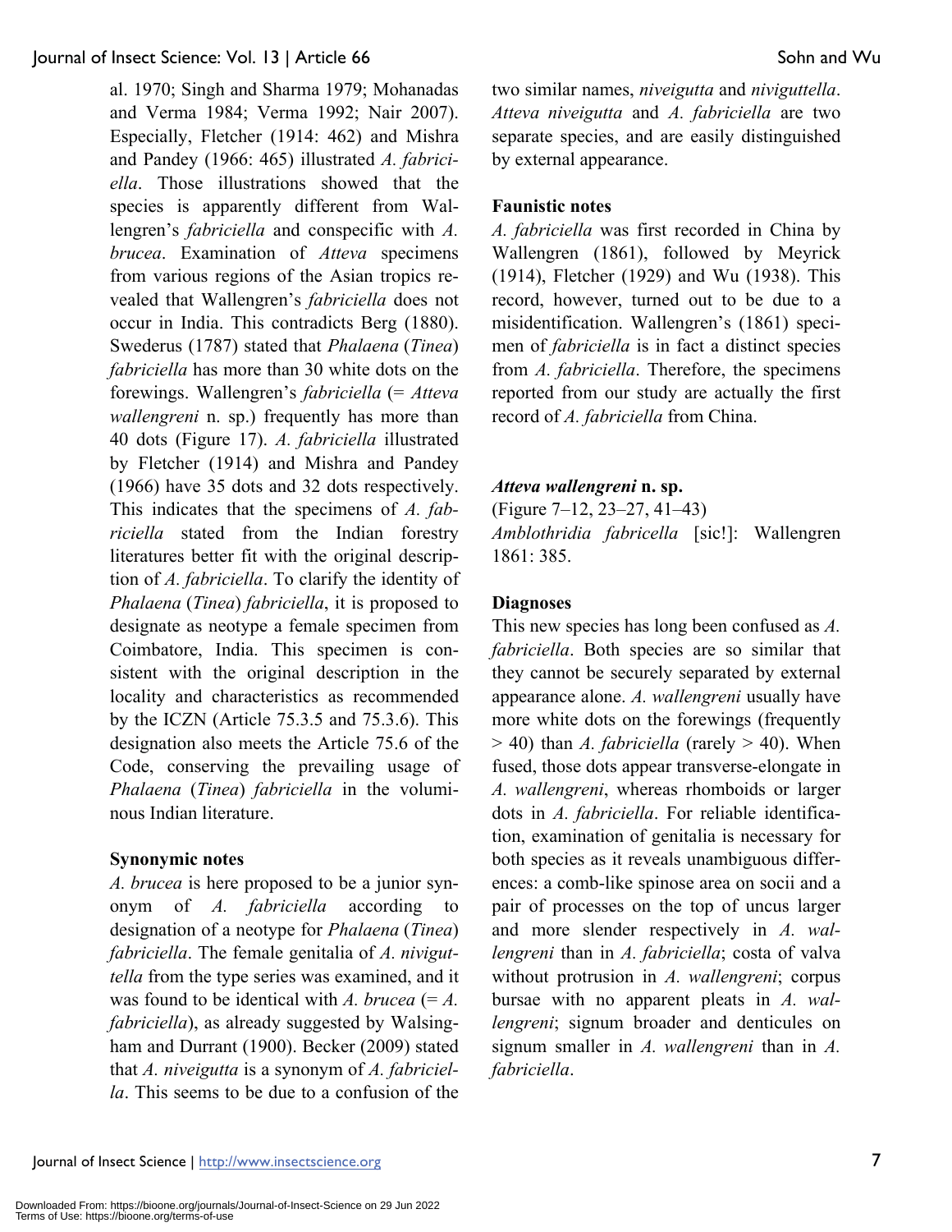al. 1970; Singh and Sharma 1979; Mohanadas and Verma 1984; Verma 1992; Nair 2007). Especially, Fletcher (1914: 462) and Mishra and Pandey (1966: 465) illustrated *A. fabriciella*. Those illustrations showed that the species is apparently different from Wallengren's *fabriciella* and conspecific with *A. brucea*. Examination of *Atteva* specimens from various regions of the Asian tropics revealed that Wallengren's *fabriciella* does not occur in India. This contradicts Berg (1880). Swederus (1787) stated that *Phalaena* (*Tinea*) *fabriciella* has more than 30 white dots on the forewings. Wallengren's *fabriciella* (= *Atteva wallengreni* n. sp.) frequently has more than 40 dots (Figure 17). *A. fabriciella* illustrated by Fletcher (1914) and Mishra and Pandey (1966) have 35 dots and 32 dots respectively. This indicates that the specimens of *A. fabriciella* stated from the Indian forestry literatures better fit with the original description of *A. fabriciella*. To clarify the identity of *Phalaena* (*Tinea*) *fabriciella*, it is proposed to designate as neotype a female specimen from Coimbatore, India. This specimen is consistent with the original description in the locality and characteristics as recommended by the ICZN (Article 75.3.5 and 75.3.6). This designation also meets the Article 75.6 of the Code, conserving the prevailing usage of *Phalaena* (*Tinea*) *fabriciella* in the voluminous Indian literature.

**Synonymic notes**

*A. brucea* is here proposed to be a junior synonym of *A. fabriciella* according to designation of a neotype for *Phalaena* (*Tinea*) *fabriciella*. The female genitalia of *A. niviguttella* from the type series was examined, and it was found to be identical with *A. brucea* (= *A. fabriciella*), as already suggested by Walsingham and Durrant (1900). Becker (2009) stated that *A. niveigutta* is a synonym of *A. fabriciella*. This seems to be due to a confusion of the two similar names, *niveigutta* and *niviguttella*. *Atteva niveigutta* and *A. fabriciella* are two separate species, and are easily distinguished by external appearance.

**Faunistic notes**

*A. fabriciella* was first recorded in China by Wallengren (1861), followed by Meyrick (1914), Fletcher (1929) and Wu (1938). This record, however, turned out to be due to a misidentification. Wallengren's (1861) specimen of *fabriciella* is in fact a distinct species from *A. fabriciella*. Therefore, the specimens reported from our study are actually the first record of *A. fabriciella* from China.

***Atteva wallengreni* n. sp.**

(Figure 7–12, 23–27, 41–43)

*Amblothridia fabricella* [sic!]: Wallengren 1861: 385.

**Diagnoses**

This new species has long been confused as *A. fabriciella*. Both species are so similar that they cannot be securely separated by external appearance alone. *A. wallengreni* usually have more white dots on the forewings (frequently > 40) than *A. fabriciella* (rarely > 40). When fused, those dots appear transverse-elongate in *A. wallengreni*, whereas rhomboids or larger dots in *A. fabriciella*. For reliable identification, examination of genitalia is necessary for both species as it reveals unambiguous differences: a comb-like spinose area on socii and a pair of processes on the top of uncus larger and more slender respectively in *A. wallengreni* than in *A. fabriciella*; costa of valva without protrusion in *A. wallengreni*; corpus bursae with no apparent pleats in *A. wallengreni*; signum broader and denticules on signum smaller in *A. wallengreni* than in *A. fabriciella*.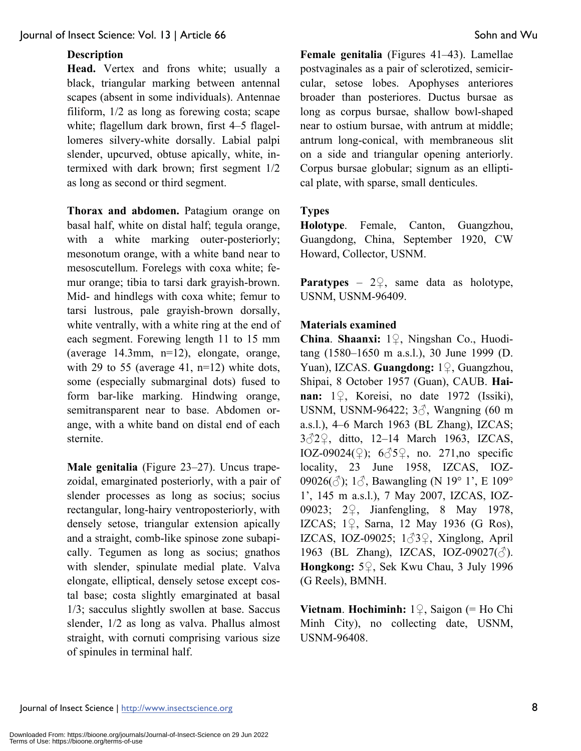### Description

**Head.** Vertex and frons white; usually a black, triangular marking between antennal scapes (absent in some individuals). Antennae filiform, 1/2 as long as forewing costa; scape white; flagellum dark brown, first 4–5 flagellomeres silvery-white dorsally. Labial palpi slender, upcurved, obtuse apically, white, intermixed with dark brown; first segment 1/2 as long as second or third segment.

**Thorax and abdomen.** Patagium orange on basal half, white on distal half; tegula orange, with a white marking outer-posteriorly; mesonotum orange, with a white band near to mesoscutellum. Forelegs with coxa white; femur orange; tibia to tarsi dark grayish-brown. Mid- and hindlegs with coxa white; femur to tarsi lustrous, pale grayish-brown dorsally, white ventrally, with a white ring at the end of each segment. Forewing length 11 to 15 mm (average 14.3mm, n=12), elongate, orange, with 29 to 55 (average 41, n=12) white dots, some (especially submarginal dots) fused to form bar-like marking. Hindwing orange, semitransparent near to base. Abdomen orange, with a white band on distal end of each sternite.

**Male genitalia** (Figure 23–27). Uncus trapezoidal, emarginated posteriorly, with a pair of slender processes as long as socius; socius rectangular, long-hairy ventroposteriorly, with densely setose, triangular extension apically and a straight, comb-like spinose zone subapically. Tegumen as long as socius; gnathos with slender, spinulate medial plate. Valva elongate, elliptical, densely setose except costal base; costa slightly emarginated at basal 1/3; sacculus slightly swollen at base. Saccus slender, 1/2 as long as valva. Phallus almost straight, with cornuti comprising various size of spinules in terminal half.

**Female genitalia** (Figures 41–43). Lamellae postvaginales as a pair of sclerotized, semicircular, setose lobes. Apophyses anteriores broader than posteriores. Ductus bursae as long as corpus bursae, shallow bowl-shaped near to ostium bursae, with antrum at middle; antrum long-conical, with membraneous slit on a side and triangular opening anteriorly. Corpus bursae globular; signum as an elliptical plate, with sparse, small denticules.

### Types

**Holotype**. Female, Canton, Guangzhou, Guangdong, China, September 1920, CW Howard, Collector, USNM.

**Paratypes** – 2♀, same data as holotype, USNM, USNM-96409.

### Materials examined

**China**. **Shaanxi:** 1♀, Ningshan Co., Huoditang (1580–1650 m a.s.l.), 30 June 1999 (D. Yuan), IZCAS. **Guangdong:** 1♀, Guangzhou, Shipai, 8 October 1957 (Guan), CAUB. **Hainan:** 1♀, Koreisi, no date 1972 (Issiki), USNM, USNM-96422; 3♂, Wangning (60 m a.s.l.), 4–6 March 1963 (BL Zhang), IZCAS; 3♂2♀, ditto, 12–14 March 1963, IZCAS, IOZ-09024(♀); 6♂5♀, no. 271,no specific locality, 23 June 1958, IZCAS, IOZ-09026(♂); 1♂, Bawangling (N 19° 1', E 109° 1', 145 m a.s.l.), 7 May 2007, IZCAS, IOZ-09023; 2♀, Jianfengling, 8 May 1978, IZCAS; 1♀, Sarna, 12 May 1936 (G Ros), IZCAS, IOZ-09025; 1♂3♀, Xinglong, April 1963 (BL Zhang), IZCAS, IOZ-09027(♂). **Hongkong:** 5♀, Sek Kwu Chau, 3 July 1996 (G Reels), BMNH.

**Vietnam**. **Hochiminh:** 1♀, Saigon (= Ho Chi Minh City), no collecting date, USNM, USNM-96408.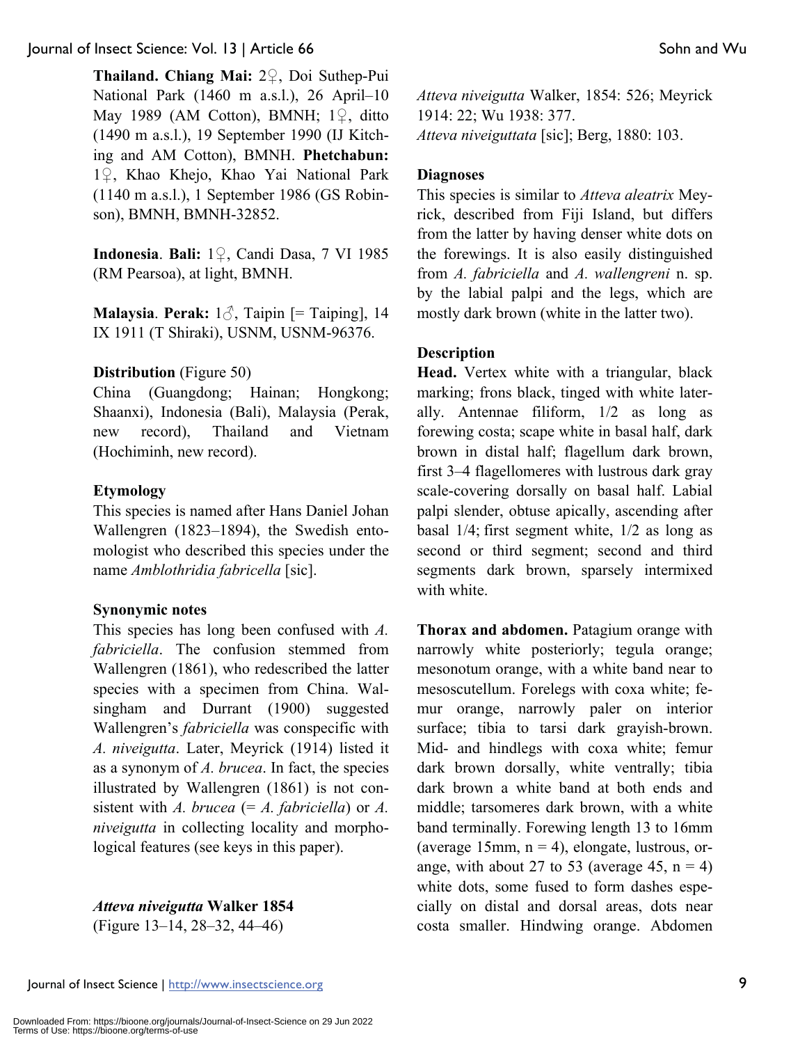**Thailand. Chiang Mai:** 2♀, Doi Suthep-Pui National Park (1460 m a.s.l.), 26 April–10 May 1989 (AM Cotton), BMNH; 1♀, ditto (1490 m a.s.l.), 19 September 1990 (IJ Kitching and AM Cotton), BMNH. **Phetchabun:** 1♀, Khao Khejo, Khao Yai National Park (1140 m a.s.l.), 1 September 1986 (GS Robinson), BMNH, BMNH-32852.

**Indonesia**. **Bali:** 1♀, Candi Dasa, 7 VI 1985 (RM Pearsoa), at light, BMNH.

**Malaysia**. **Perak:** 1♂, Taipin [= Taiping], 14 IX 1911 (T Shiraki), USNM, USNM-96376.

**Distribution** (Figure 50)
China (Guangdong; Hainan; Hongkong; Shaanxi), Indonesia (Bali), Malaysia (Perak, new record), Thailand and Vietnam (Hochiminh, new record).

**Etymology**
This species is named after Hans Daniel Johan Wallengren (1823–1894), the Swedish entomologist who described this species under the name *Amblothridia fabricella* [sic].

**Synonymic notes**
This species has long been confused with *A. fabriciella*. The confusion stemmed from Wallengren (1861), who redescribed the latter species with a specimen from China. Walsingham and Durrant (1900) suggested Wallengren's *fabriciella* was conspecific with *A. niveigutta*. Later, Meyrick (1914) listed it as a synonym of *A. brucea*. In fact, the species illustrated by Wallengren (1861) is not consistent with *A. brucea* (= *A. fabriciella*) or *A. niveigutta* in collecting locality and morphological features (see keys in this paper).

***Atteva niveigutta* Walker 1854**
(Figure 13–14, 28–32, 44–46)

*Atteva niveigutta* Walker, 1854: 526; Meyrick 1914: 22; Wu 1938: 377.
*Atteva niveiguttata* [sic]; Berg, 1880: 103.

**Diagnoses**
This species is similar to *Atteva aleatrix* Meyrick, described from Fiji Island, but differs from the latter by having denser white dots on the forewings. It is also easily distinguished from *A. fabriciella* and *A. wallengreni* n. sp. by the labial palpi and the legs, which are mostly dark brown (white in the latter two).

**Description**
**Head.** Vertex white with a triangular, black marking; frons black, tinged with white laterally. Antennae filiform, 1/2 as long as forewing costa; scape white in basal half, dark brown in distal half; flagellum dark brown, first 3–4 flagellomeres with lustrous dark gray scale-covering dorsally on basal half. Labial palpi slender, obtuse apically, ascending after basal 1/4; first segment white, 1/2 as long as second or third segment; second and third segments dark brown, sparsely intermixed with white.

**Thorax and abdomen.** Patagium orange with narrowly white posteriorly; tegula orange; mesonotum orange, with a white band near to mesoscutellum. Forelegs with coxa white; femur orange, narrowly paler on interior surface; tibia to tarsi dark grayish-brown. Mid- and hindlegs with coxa white; femur dark brown dorsally, white ventrally; tibia dark brown a white band at both ends and middle; tarsomeres dark brown, with a white band terminally. Forewing length 13 to 16mm (average 15mm, n = 4), elongate, lustrous, orange, with about 27 to 53 (average 45, n = 4) white dots, some fused to form dashes especially on distal and dorsal areas, dots near costa smaller. Hindwing orange. Abdomen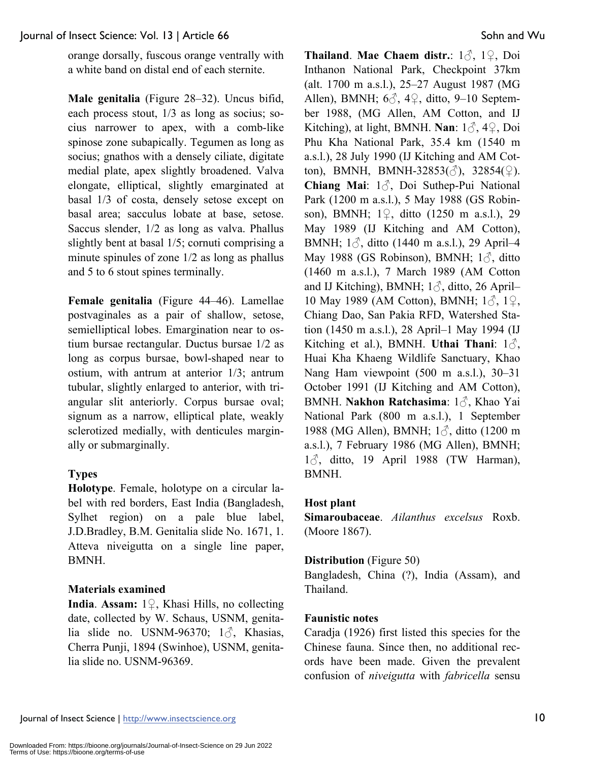orange dorsally, fuscous orange ventrally with a white band on distal end of each sternite.

**Male genitalia** (Figure 28–32). Uncus bifid, each process stout, 1/3 as long as socius; socius narrower to apex, with a comb-like spinose zone subapically. Tegumen as long as socius; gnathos with a densely ciliate, digitate medial plate, apex slightly broadened. Valva elongate, elliptical, slightly emarginated at basal 1/3 of costa, densely setose except on basal area; sacculus lobate at base, setose. Saccus slender, 1/2 as long as valva. Phallus slightly bent at basal 1/5; cornuti comprising a minute spinules of zone 1/2 as long as phallus and 5 to 6 stout spines terminally.

**Female genitalia** (Figure 44–46). Lamellae postvaginales as a pair of shallow, setose, semielliptical lobes. Emargination near to ostium bursae rectangular. Ductus bursae 1/2 as long as corpus bursae, bowl-shaped near to ostium, with antrum at anterior 1/3; antrum tubular, slightly enlarged to anterior, with triangular slit anteriorly. Corpus bursae oval; signum as a narrow, elliptical plate, weakly sclerotized medially, with denticules marginally or submarginally.

**Types**

**Holotype**. Female, holotype on a circular label with red borders, East India (Bangladesh, Sylhet region) on a pale blue label, J.D.Bradley, B.M. Genitalia slide No. 1671, 1. Atteva niveigutta on a single line paper, BMNH.

**Materials examined**

**India**. **Assam:** 1♀, Khasi Hills, no collecting date, collected by W. Schaus, USNM, genitalia slide no. USNM-96370; 1♂, Khasias, Cherra Punji, 1894 (Swinhoe), USNM, genitalia slide no. USNM-96369.

**Thailand**. **Mae Chaem distr.**: 1♂, 1♀, Doi Inthanon National Park, Checkpoint 37km (alt. 1700 m a.s.l.), 25–27 August 1987 (MG Allen), BMNH; 6♂, 4♀, ditto, 9–10 September 1988, (MG Allen, AM Cotton, and IJ Kitching), at light, BMNH. **Nan**: 1♂, 4♀, Doi Phu Kha National Park, 35.4 km (1540 m a.s.l.), 28 July 1990 (IJ Kitching and AM Cotton), BMNH, BMNH-32853(♂), 32854(♀). **Chiang Mai**: 1♂, Doi Suthep-Pui National Park (1200 m a.s.l.), 5 May 1988 (GS Robinson), BMNH; 1♀, ditto (1250 m a.s.l.), 29 May 1989 (IJ Kitching and AM Cotton), BMNH; 1♂, ditto (1440 m a.s.l.), 29 April–4 May 1988 (GS Robinson), BMNH; 1♂, ditto (1460 m a.s.l.), 7 March 1989 (AM Cotton and IJ Kitching), BMNH; 1♂, ditto, 26 April–10 May 1989 (AM Cotton), BMNH; 1♂, 1♀, Chiang Dao, San Pakia RFD, Watershed Station (1450 m a.s.l.), 28 April–1 May 1994 (IJ Kitching et al.), BMNH. **Uthai Thani**: 1♂, Huai Kha Khaeng Wildlife Sanctuary, Khao Nang Ham viewpoint (500 m a.s.l.), 30–31 October 1991 (IJ Kitching and AM Cotton), BMNH. **Nakhon Ratchasima**: 1♂, Khao Yai National Park (800 m a.s.l.), 1 September 1988 (MG Allen), BMNH; 1♂, ditto (1200 m a.s.l.), 7 February 1986 (MG Allen), BMNH; 1♂, ditto, 19 April 1988 (TW Harman), BMNH.

**Host plant**

**Simaroubaceae**. *Ailanthus excelsus* Roxb. (Moore 1867).

**Distribution** (Figure 50)

Bangladesh, China (?), India (Assam), and Thailand.

**Faunistic notes**

Caradja (1926) first listed this species for the Chinese fauna. Since then, no additional records have been made. Given the prevalent confusion of *niveigutta* with *fabricella* sensu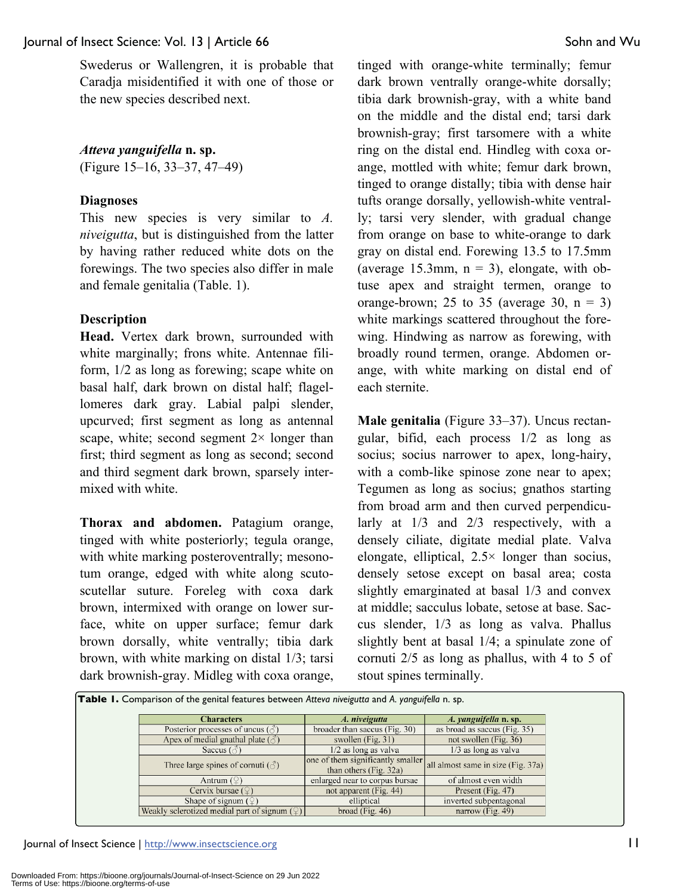Swederus or Wallengren, it is probable that Caradja misidentified it with one of those or the new species described next.

### *Atteva yanguifella* n. sp.

(Figure 15–16, 33–37, 47–49)

#### Diagnoses

This new species is very similar to *A. niveigutta*, but is distinguished from the latter by having rather reduced white dots on the forewings. The two species also differ in male and female genitalia (Table. 1).

#### Description

**Head.** Vertex dark brown, surrounded with white marginally; frons white. Antennae filiform, 1/2 as long as forewing; scape white on basal half, dark brown on distal half; flagellomeres dark gray. Labial palpi slender, upcurved; first segment as long as antennal scape, white; second segment 2× longer than first; third segment as long as second; second and third segment dark brown, sparsely intermixed with white.

**Thorax and abdomen.** Patagium orange, tinged with white posteriorly; tegula orange, with white marking posteroventrally; mesonotum orange, edged with white along scutoscutellar suture. Foreleg with coxa dark brown, intermixed with orange on lower surface, white on upper surface; femur dark brown dorsally, white ventrally; tibia dark brown, with white marking on distal 1/3; tarsi dark brownish-gray. Midleg with coxa orange, tinged with orange-white terminally; femur dark brown ventrally orange-white dorsally; tibia dark brownish-gray, with a white band on the middle and the distal end; tarsi dark brownish-gray; first tarsomere with a white ring on the distal end. Hindleg with coxa orange, mottled with white; femur dark brown, tinged to orange distally; tibia with dense hair tufts orange dorsally, yellowish-white ventrally; tarsi very slender, with gradual change from orange on base to white-orange to dark gray on distal end. Forewing 13.5 to 17.5mm (average 15.3mm, n = 3), elongate, with obtuse apex and straight termen, orange to orange-brown; 25 to 35 (average 30, n = 3) white markings scattered throughout the forewing. Hindwing as narrow as forewing, with broadly round termen, orange. Abdomen orange, with white marking on distal end of each sternite.

**Male genitalia** (Figure 33–37). Uncus rectangular, bifid, each process 1/2 as long as socius; socius narrower to apex, long-hairy, with a comb-like spinose zone near to apex; Tegumen as long as socius; gnathos starting from broad arm and then curved perpendicularly at 1/3 and 2/3 respectively, with a densely ciliate, digitate medial plate. Valva elongate, elliptical, 2.5× longer than socius, densely setose except on basal area; costa slightly emarginated at basal 1/3 and convex at middle; sacculus lobate, setose at base. Saccus slender, 1/3 as long as valva. Phallus slightly bent at basal 1/4; a spinulate zone of cornuti 2/5 as long as phallus, with 4 to 5 of stout spines terminally.

**Table 1.** Comparison of the genital features between *Atteva niveigutta* and *A. yanguifella* n. sp.

| Characters | *A. niveigutta* | *A. yanguifella* n. sp. |
|---|---|---|
| Posterior processes of uncus (♂) | broader than saccus (Fig. 30) | as broad as saccus (Fig. 35) |
| Apex of medial gnathal plate (♂) | swollen (Fig. 31) | not swollen (Fig. 36) |
| Saccus (♂) | 1/2 as long as valva | 1/3 as long as valva |
| Three large spines of cornuti (♂) | one of them significantly smaller than others (Fig. 32a) | all almost same in size (Fig. 37a) |
| Antrum (♀) | enlarged near to corpus bursae | of almost even width |
| Cervix bursae (♀) | not apparent (Fig. 44) | Present (Fig. 47) |
| Shape of signum (♀) | elliptical | inverted subpentagonal |
| Weakly sclerotized medial part of signum (♀) | broad (Fig. 46) | narrow (Fig. 49) |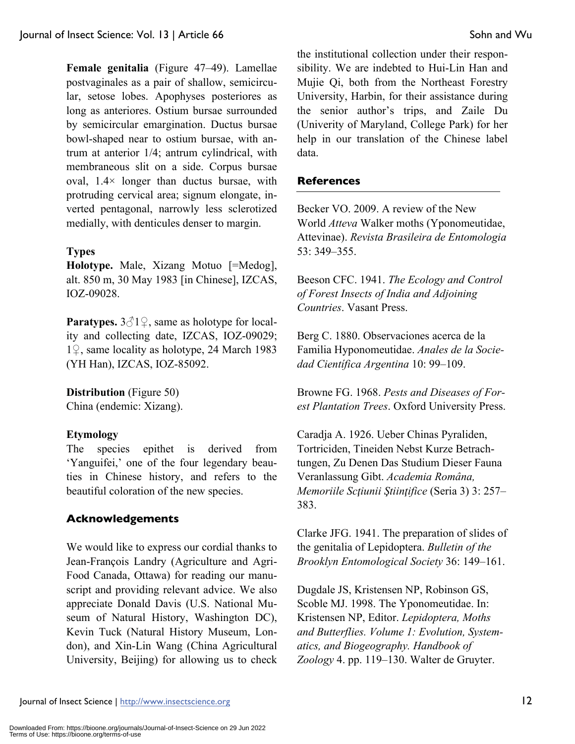**Female genitalia** (Figure 47–49). Lamellae postvaginales as a pair of shallow, semicircular, setose lobes. Apophyses posteriores as long as anteriores. Ostium bursae surrounded by semicircular emargination. Ductus bursae bowl-shaped near to ostium bursae, with antrum at anterior 1/4; antrum cylindrical, with membraneous slit on a side. Corpus bursae oval, 1.4× longer than ductus bursae, with protruding cervical area; signum elongate, inverted pentagonal, narrowly less sclerotized medially, with denticules denser to margin.

**Types**

**Holotype.** Male, Xizang Motuo [=Medog], alt. 850 m, 30 May 1983 [in Chinese], IZCAS, IOZ-09028.

**Paratypes.** 3♂1♀, same as holotype for locality and collecting date, IZCAS, IOZ-09029; 1♀, same locality as holotype, 24 March 1983 (YH Han), IZCAS, IOZ-85092.

**Distribution** (Figure 50)
China (endemic: Xizang).

**Etymology**
The species epithet is derived from 'Yanguifei,' one of the four legendary beauties in Chinese history, and refers to the beautiful coloration of the new species.

## Acknowledgements

We would like to express our cordial thanks to Jean-François Landry (Agriculture and Agri-Food Canada, Ottawa) for reading our manuscript and providing relevant advice. We also appreciate Donald Davis (U.S. National Museum of Natural History, Washington DC), Kevin Tuck (Natural History Museum, London), and Xin-Lin Wang (China Agricultural University, Beijing) for allowing us to check the institutional collection under their responsibility. We are indebted to Hui-Lin Han and Mujie Qi, both from the Northeast Forestry University, Harbin, for their assistance during the senior author's trips, and Zaile Du (Univerity of Maryland, College Park) for her help in our translation of the Chinese label data.

## References

Becker VO. 2009. A review of the New World *Atteva* Walker moths (Yponomeutidae, Attevinae). *Revista Brasileira de Entomologia* 53: 349–355.

Beeson CFC. 1941. *The Ecology and Control of Forest Insects of India and Adjoining Countries*. Vasant Press.

Berg C. 1880. Observaciones acerca de la Familia Hyponomeutidae. *Anales de la Sociedad Científica Argentina* 10: 99–109.

Browne FG. 1968. *Pests and Diseases of Forest Plantation Trees*. Oxford University Press.

Caradja A. 1926. Ueber Chinas Pyraliden, Tortriciden, Tineiden Nebst Kurze Betrachtungen, Zu Denen Das Studium Dieser Fauna Veranlassung Gibt. *Academia Română, Memoriile Scţiunii Ştiinţifice* (Seria 3) 3: 257–383.

Clarke JFG. 1941. The preparation of slides of the genitalia of Lepidoptera. *Bulletin of the Brooklyn Entomological Society* 36: 149–161.

Dugdale JS, Kristensen NP, Robinson GS, Scoble MJ. 1998. The Yponomeutidae. In: Kristensen NP, Editor. *Lepidoptera, Moths and Butterflies. Volume 1: Evolution, Systematics, and Biogeography. Handbook of Zoology* 4. pp. 119–130. Walter de Gruyter.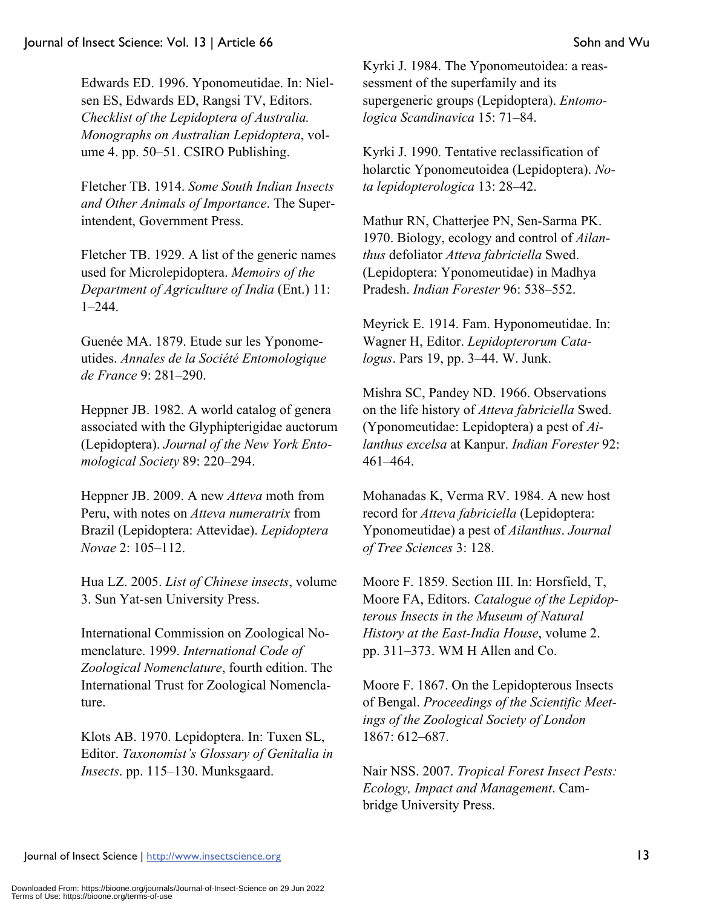Edwards ED. 1996. Yponomeutidae. In: Nielsen ES, Edwards ED, Rangsi TV, Editors. *Checklist of the Lepidoptera of Australia. Monographs on Australian Lepidoptera*, volume 4. pp. 50–51. CSIRO Publishing.

Fletcher TB. 1914. *Some South Indian Insects and Other Animals of Importance*. The Superintendent, Government Press.

Fletcher TB. 1929. A list of the generic names used for Microlepidoptera. *Memoirs of the Department of Agriculture of India* (Ent.) 11: 1–244.

Guenée MA. 1879. Etude sur les Yponomeutides. *Annales de la Société Entomologique de France* 9: 281–290.

Heppner JB. 1982. A world catalog of genera associated with the Glyphipterigidae auctorum (Lepidoptera). *Journal of the New York Entomological Society* 89: 220–294.

Heppner JB. 2009. A new *Atteva* moth from Peru, with notes on *Atteva numeratrix* from Brazil (Lepidoptera: Attevidae). *Lepidoptera Novae* 2: 105–112.

Hua LZ. 2005. *List of Chinese insects*, volume 3. Sun Yat-sen University Press.

International Commission on Zoological Nomenclature. 1999. *International Code of Zoological Nomenclature*, fourth edition. The International Trust for Zoological Nomenclature.

Klots AB. 1970. Lepidoptera. In: Tuxen SL, Editor. *Taxonomist's Glossary of Genitalia in Insects*. pp. 115–130. Munksgaard.

Kyrki J. 1984. The Yponomeutoidea: a reassessment of the superfamily and its supergeneric groups (Lepidoptera). *Entomologica Scandinavica* 15: 71–84.

Kyrki J. 1990. Tentative reclassification of holarctic Yponomeutoidea (Lepidoptera). *Nota lepidopterologica* 13: 28–42.

Mathur RN, Chatterjee PN, Sen-Sarma PK. 1970. Biology, ecology and control of *Ailanthus* defoliator *Atteva fabriciella* Swed. (Lepidoptera: Yponomeutidae) in Madhya Pradesh. *Indian Forester* 96: 538–552.

Meyrick E. 1914. Fam. Hyponomeutidae. In: Wagner H, Editor. *Lepidopterorum Catalogus*. Pars 19, pp. 3–44. W. Junk.

Mishra SC, Pandey ND. 1966. Observations on the life history of *Atteva fabriciella* Swed. (Yponomeutidae: Lepidoptera) a pest of *Ailanthus excelsa* at Kanpur. *Indian Forester* 92: 461–464.

Mohanadas K, Verma RV. 1984. A new host record for *Atteva fabriciella* (Lepidoptera: Yponomeutidae) a pest of *Ailanthus*. *Journal of Tree Sciences* 3: 128.

Moore F. 1859. Section III. In: Horsfield, T, Moore FA, Editors. *Catalogue of the Lepidopterous Insects in the Museum of Natural History at the East-India House*, volume 2. pp. 311–373. WM H Allen and Co.

Moore F. 1867. On the Lepidopterous Insects of Bengal. *Proceedings of the Scientific Meetings of the Zoological Society of London* 1867: 612–687.

Nair NSS. 2007. *Tropical Forest Insect Pests: Ecology, Impact and Management*. Cambridge University Press.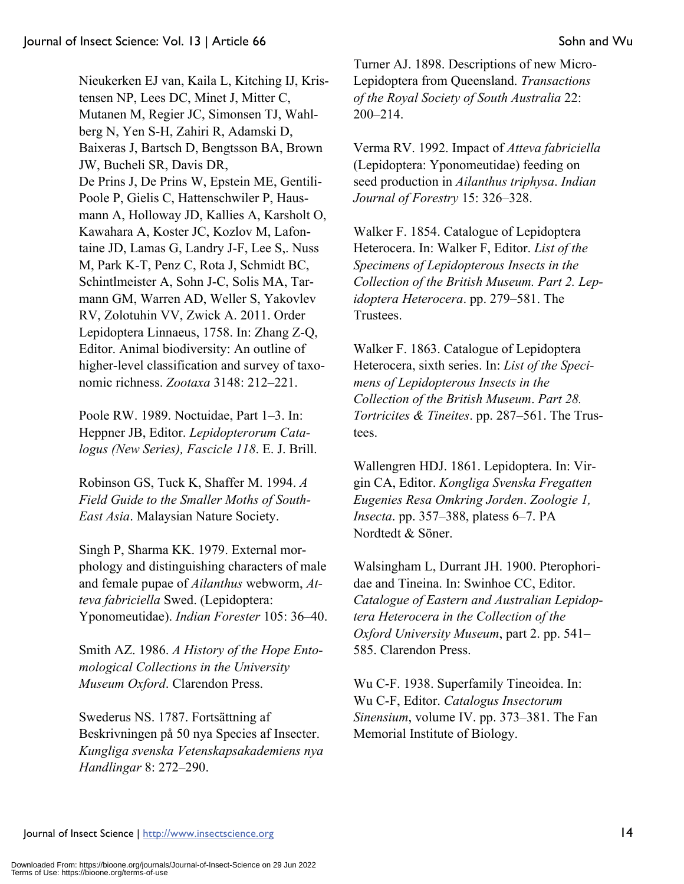Nieukerken EJ van, Kaila L, Kitching IJ, Kristensen NP, Lees DC, Minet J, Mitter C, Mutanen M, Regier JC, Simonsen TJ, Wahlberg N, Yen S-H, Zahiri R, Adamski D, Baixeras J, Bartsch D, Bengtsson BA, Brown JW, Bucheli SR, Davis DR, De Prins J, De Prins W, Epstein ME, Gentili-Poole P, Gielis C, Hattenschwiler P, Hausmann A, Holloway JD, Kallies A, Karsholt O, Kawahara A, Koster JC, Kozlov M, Lafontaine JD, Lamas G, Landry J-F, Lee S,. Nuss M, Park K-T, Penz C, Rota J, Schmidt BC, Schintlmeister A, Sohn J-C, Solis MA, Tarmann GM, Warren AD, Weller S, Yakovlev RV, Zolotuhin VV, Zwick A. 2011. Order Lepidoptera Linnaeus, 1758. In: Zhang Z-Q, Editor. Animal biodiversity: An outline of higher-level classification and survey of taxonomic richness. *Zootaxa* 3148: 212–221.

Poole RW. 1989. Noctuidae, Part 1–3. In: Heppner JB, Editor. *Lepidopterorum Catalogus (New Series), Fascicle 118*. E. J. Brill.

Robinson GS, Tuck K, Shaffer M. 1994. *A Field Guide to the Smaller Moths of South-East Asia*. Malaysian Nature Society.

Singh P, Sharma KK. 1979. External morphology and distinguishing characters of male and female pupae of *Ailanthus* webworm, *Atteva fabriciella* Swed. (Lepidoptera: Yponomeutidae). *Indian Forester* 105: 36–40.

Smith AZ. 1986. *A History of the Hope Entomological Collections in the University Museum Oxford*. Clarendon Press.

Swederus NS. 1787. Fortsättning af Beskrivningen på 50 nya Species af Insecter. *Kungliga svenska Vetenskapsakademiens nya Handlingar* 8: 272–290.

Turner AJ. 1898. Descriptions of new Micro-Lepidoptera from Queensland. *Transactions of the Royal Society of South Australia* 22: 200–214.

Verma RV. 1992. Impact of *Atteva fabriciella* (Lepidoptera: Yponomeutidae) feeding on seed production in *Ailanthus triphysa*. *Indian Journal of Forestry* 15: 326–328.

Walker F. 1854. Catalogue of Lepidoptera Heterocera. In: Walker F, Editor. *List of the Specimens of Lepidopterous Insects in the Collection of the British Museum. Part 2. Lepidoptera Heterocera*. pp. 279–581. The Trustees.

Walker F. 1863. Catalogue of Lepidoptera Heterocera, sixth series. In: *List of the Specimens of Lepidopterous Insects in the Collection of the British Museum*. *Part 28. Tortricites & Tineites*. pp. 287–561. The Trustees.

Wallengren HDJ. 1861. Lepidoptera. In: Virgin CA, Editor. *Kongliga Svenska Fregatten Eugenies Resa Omkring Jorden*. *Zoologie 1, Insecta*. pp. 357–388, platess 6–7. PA Nordtedt & Söner.

Walsingham L, Durrant JH. 1900. Pterophoridae and Tineina. In: Swinhoe CC, Editor. *Catalogue of Eastern and Australian Lepidoptera Heterocera in the Collection of the Oxford University Museum*, part 2. pp. 541–585. Clarendon Press.

Wu C-F. 1938. Superfamily Tineoidea. In: Wu C-F, Editor. *Catalogus Insectorum Sinensium*, volume IV. pp. 373–381. The Fan Memorial Institute of Biology.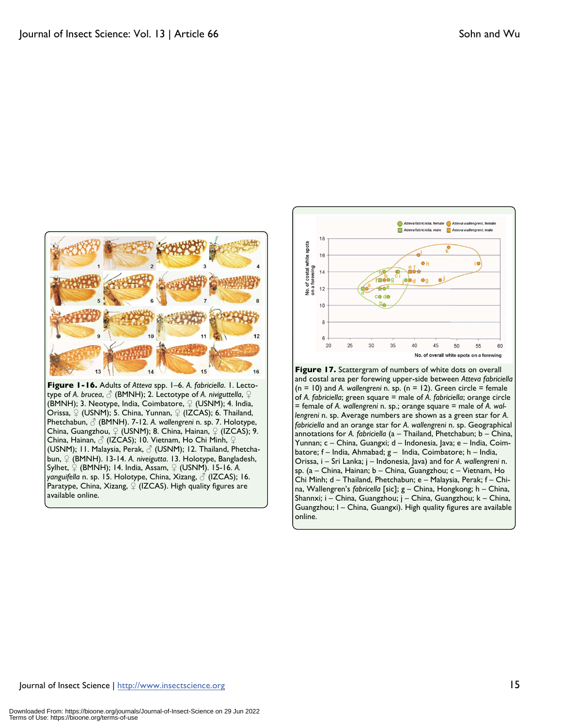**Figure 1-16.** Adults of *Atteva* spp. 1–6. *A. fabriciella*. 1. Lectotype of *A. brucea*, ♂ (BMNH); 2. Lectotype of *A. niviguttella*, ♀ (BMNH); 3. Neotype, India, Coimbatore, ♀ (USNM); 4. India, Orissa, ♀ (USNM); 5. China, Yunnan, ♀ (IZCAS); 6. Thailand, Phetchabun, ♂ (BMNH). 7-12. *A. wallengreni* n. sp. 7. Holotype, China, Guangzhou, ♀ (USNM); 8. China, Hainan, ♀ (IZCAS); 9. China, Hainan, ♂ (IZCAS); 10. Vietnam, Ho Chi Minh, ♀ (USNM); 11. Malaysia, Perak, ♂ (USNM); 12. Thailand, Phetchabun, ♀ (BMNH). 13-14. *A. niveigutta*. 13. Holotype, Bangladesh, Sylhet, ♀ (BMNH); 14. India, Assam, ♀ (USNM). 15-16. *A. yanguifella* n. sp. 15. Holotype, China, Xizang, ♂ (IZCAS); 16. Paratype, China, Xizang, ♀ (IZCAS). High quality figures are available online.

**Figure 17.** Scattergram of numbers of white dots on overall and costal area per forewing upper-side between *Atteva fabriciella* (n = 10) and *A. wallengreni* n. sp. (n = 12). Green circle = female of *A. fabriciella*; green square = male of *A. fabriciella*; orange circle = female of *A. wallengreni* n. sp.; orange square = male of *A. wallengreni* n. sp. Average numbers are shown as a green star for *A. fabriciella* and an orange star for *A. wallengreni* n. sp. Geographical annotations for *A. fabriciella* (a – Thailand, Phetchabun; b – China, Yunnan; c – China, Guangxi; d – Indonesia, Java; e – India, Coimbatore; f – India, Ahmabad; g – India, Coimbatore; h – India, Orissa, i – Sri Lanka; j – Indonesia, Java) and for *A. wallengreni* n. sp. (a – China, Hainan; b – China, Guangzhou; c – Vietnam, Ho Chi Minh; d – Thailand, Phetchabun; e – Malaysia, Perak; f – China, Wallengren's *fabricella* [sic]; g – China, Hongkong; h – China, Shannxi; i – China, Guangzhou; j – China, Guangzhou; k – China, Guangzhou; l – China, Guangxi). High quality figures are available online.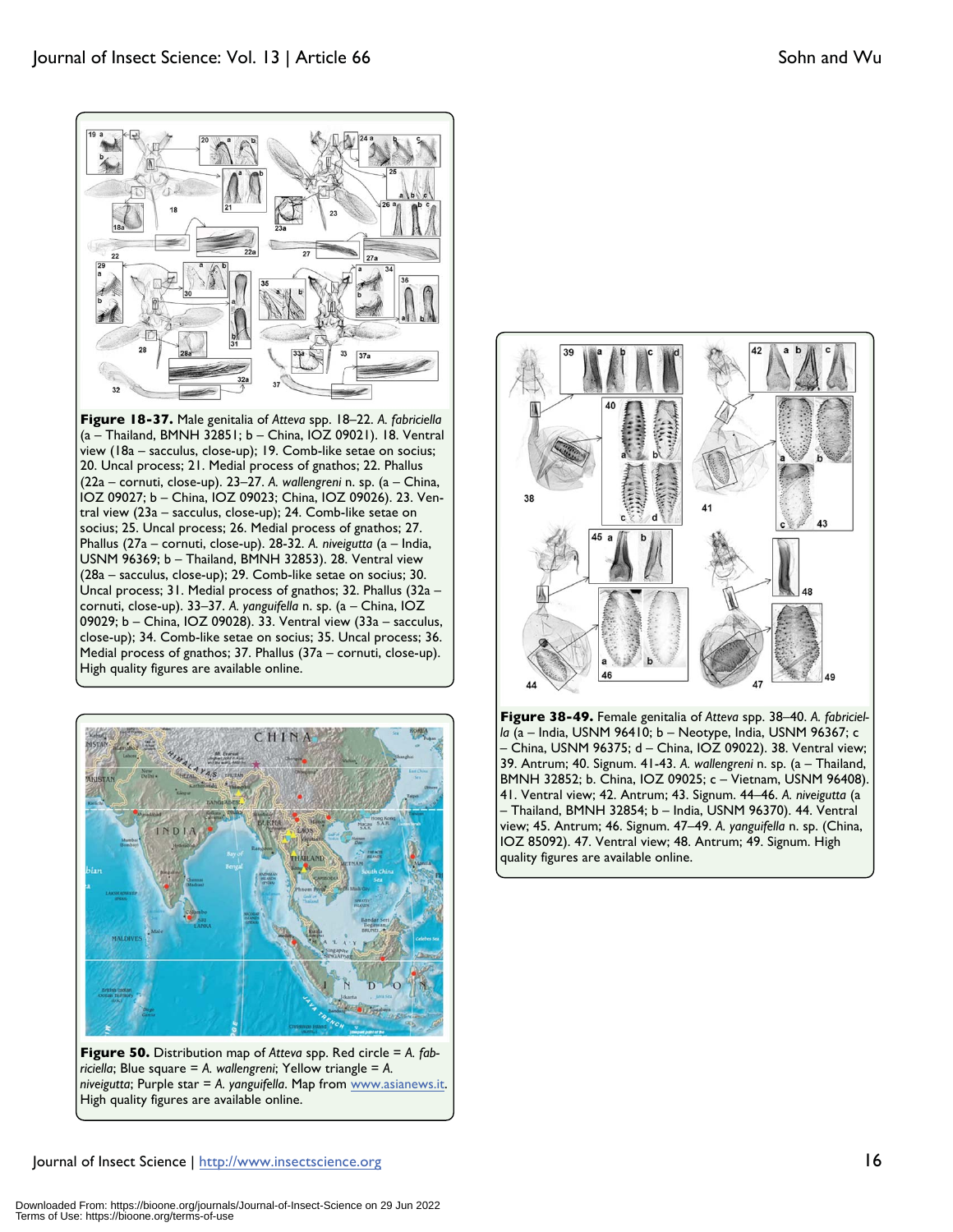**Figure 18-37.** Male genitalia of *Atteva* spp. 18–22. *A. fabriciella* (a – Thailand, BMNH 32851; b – China, IOZ 09021). 18. Ventral view (18a – sacculus, close-up); 19. Comb-like setae on socius; 20. Uncal process; 21. Medial process of gnathos; 22. Phallus (22a – cornuti, close-up). 23–27. *A. wallengreni* n. sp. (a – China, IOZ 09027; b – China, IOZ 09023; China, IOZ 09026). 23. Ventral view (23a – sacculus, close-up); 24. Comb-like setae on socius; 25. Uncal process; 26. Medial process of gnathos; 27. Phallus (27a – cornuti, close-up). 28-32. *A. niveigutta* (a – India, USNM 96369; b – Thailand, BMNH 32853). 28. Ventral view (28a – sacculus, close-up); 29. Comb-like setae on socius; 30. Uncal process; 31. Medial process of gnathos; 32. Phallus (32a – cornuti, close-up). 33–37. *A. yanguifella* n. sp. (a – China, IOZ 09029; b – China, IOZ 09028). 33. Ventral view (33a – sacculus, close-up); 34. Comb-like setae on socius; 35. Uncal process; 36. Medial process of gnathos; 37. Phallus (37a – cornuti, close-up). High quality figures are available online.

**Figure 38-49.** Female genitalia of *Atteva* spp. 38–40. *A. fabriciella* (a – India, USNM 96410; b – Neotype, India, USNM 96367; c – China, USNM 96375; d – China, IOZ 09022). 38. Ventral view; 39. Antrum; 40. Signum. 41-43. *A. wallengreni* n. sp. (a – Thailand, BMNH 32852; b. China, IOZ 09025; c – Vietnam, USNM 96408). 41. Ventral view; 42. Antrum; 43. Signum. 44–46. *A. niveigutta* (a – Thailand, BMNH 32854; b – India, USNM 96370). 44. Ventral view; 45. Antrum; 46. Signum. 47–49. *A. yanguifella* n. sp. (China, IOZ 85092). 47. Ventral view; 48. Antrum; 49. Signum. High quality figures are available online.

**Figure 50.** Distribution map of *Atteva* spp. Red circle = *A. fabriciella*; Blue square = *A. wallengreni*; Yellow triangle = *A. niveigutta*; Purple star = *A. yanguifella*. Map from www.asianews.it. High quality figures are available online.